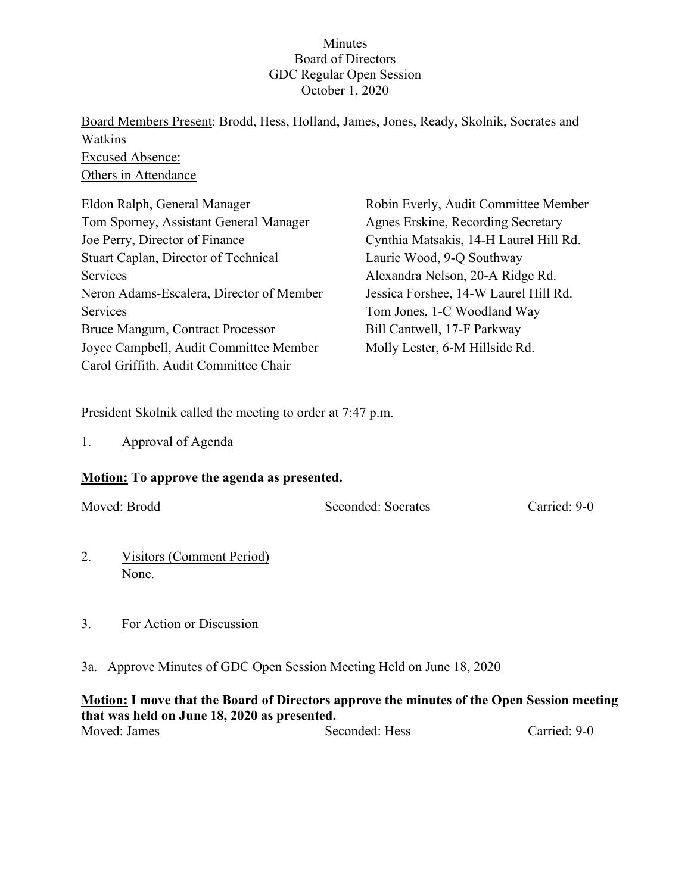Minutes
Board of Directors
GDC Regular Open Session
October 1, 2020

Board Members Present: Brodd, Hess, Holland, James, Jones, Ready, Skolnik, Socrates and Watkins
Excused Absence:
Others in Attendance

Eldon Ralph, General Manager
Tom Sporney, Assistant General Manager
Joe Perry, Director of Finance
Stuart Caplan, Director of Technical Services
Neron Adams-Escalera, Director of Member Services
Bruce Mangum, Contract Processor
Joyce Campbell, Audit Committee Member
Carol Griffith, Audit Committee Chair
Robin Everly, Audit Committee Member
Agnes Erskine, Recording Secretary
Cynthia Matsakis, 14-H Laurel Hill Rd.
Laurie Wood, 9-Q Southway
Alexandra Nelson, 20-A Ridge Rd.
Jessica Forshee, 14-W Laurel Hill Rd.
Tom Jones, 1-C Woodland Way
Bill Cantwell, 17-F Parkway
Molly Lester, 6-M Hillside Rd.

President Skolnik called the meeting to order at 7:47 p.m.

1. Approval of Agenda

**Motion: To approve the agenda as presented.**

Moved: Brodd    Seconded: Socrates    Carried: 9-0

2. Visitors (Comment Period)
None.

3. For Action or Discussion

3a. Approve Minutes of GDC Open Session Meeting Held on June 18, 2020

**Motion: I move that the Board of Directors approve the minutes of the Open Session meeting that was held on June 18, 2020 as presented.**
Moved: James    Seconded: Hess    Carried: 9-0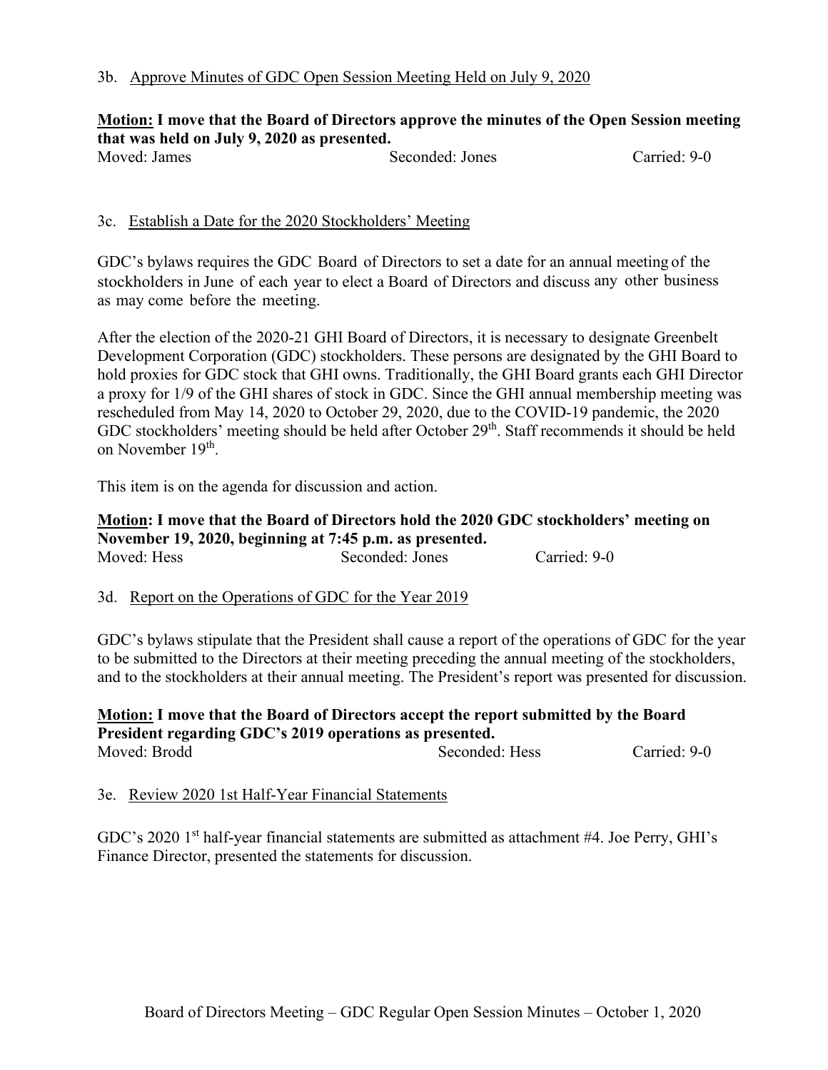3b. Approve Minutes of GDC Open Session Meeting Held on July 9, 2020

**Motion: I move that the Board of Directors approve the minutes of the Open Session meeting that was held on July 9, 2020 as presented.**

Moved: James Seconded: Jones Carried: 9-0

3c. Establish a Date for the 2020 Stockholders' Meeting

GDC's bylaws requires the GDC Board of Directors to set a date for an annual meeting of the stockholders in June of each year to elect a Board of Directors and discuss any other business as may come before the meeting.

After the election of the 2020-21 GHI Board of Directors, it is necessary to designate Greenbelt Development Corporation (GDC) stockholders. These persons are designated by the GHI Board to hold proxies for GDC stock that GHI owns. Traditionally, the GHI Board grants each GHI Director a proxy for 1/9 of the GHI shares of stock in GDC. Since the GHI annual membership meeting was rescheduled from May 14, 2020 to October 29, 2020, due to the COVID-19 pandemic, the 2020 GDC stockholders' meeting should be held after October 29th. Staff recommends it should be held on November 19th.

This item is on the agenda for discussion and action.

**Motion: I move that the Board of Directors hold the 2020 GDC stockholders' meeting on November 19, 2020, beginning at 7:45 p.m. as presented.**

Moved: Hess Seconded: Jones Carried: 9-0

3d. Report on the Operations of GDC for the Year 2019

GDC's bylaws stipulate that the President shall cause a report of the operations of GDC for the year to be submitted to the Directors at their meeting preceding the annual meeting of the stockholders, and to the stockholders at their annual meeting. The President's report was presented for discussion.

**Motion: I move that the Board of Directors accept the report submitted by the Board President regarding GDC's 2019 operations as presented.**

Moved: Brodd Seconded: Hess Carried: 9-0

3e. Review 2020 1st Half-Year Financial Statements

GDC's 2020 1st half-year financial statements are submitted as attachment #4. Joe Perry, GHI's Finance Director, presented the statements for discussion.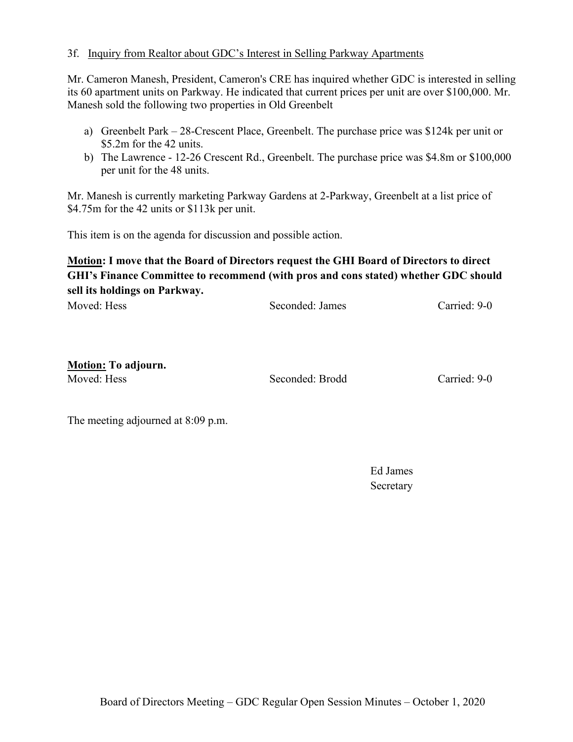3f. Inquiry from Realtor about GDC's Interest in Selling Parkway Apartments

Mr. Cameron Manesh, President, Cameron's CRE has inquired whether GDC is interested in selling its 60 apartment units on Parkway. He indicated that current prices per unit are over $100,000. Mr. Manesh sold the following two properties in Old Greenbelt

a) Greenbelt Park – 28-Crescent Place, Greenbelt. The purchase price was $124k per unit or $5.2m for the 42 units.
b) The Lawrence - 12-26 Crescent Rd., Greenbelt. The purchase price was $4.8m or $100,000 per unit for the 48 units.

Mr. Manesh is currently marketing Parkway Gardens at 2-Parkway, Greenbelt at a list price of $4.75m for the 42 units or $113k per unit.

This item is on the agenda for discussion and possible action.

**Motion: I move that the Board of Directors request the GHI Board of Directors to direct GHI's Finance Committee to recommend (with pros and cons stated) whether GDC should sell its holdings on Parkway.**

Moved: Hess Seconded: James Carried: 9-0

**Motion: To adjourn.**

Moved: Hess Seconded: Brodd Carried: 9-0

The meeting adjourned at 8:09 p.m.

Ed James
Secretary